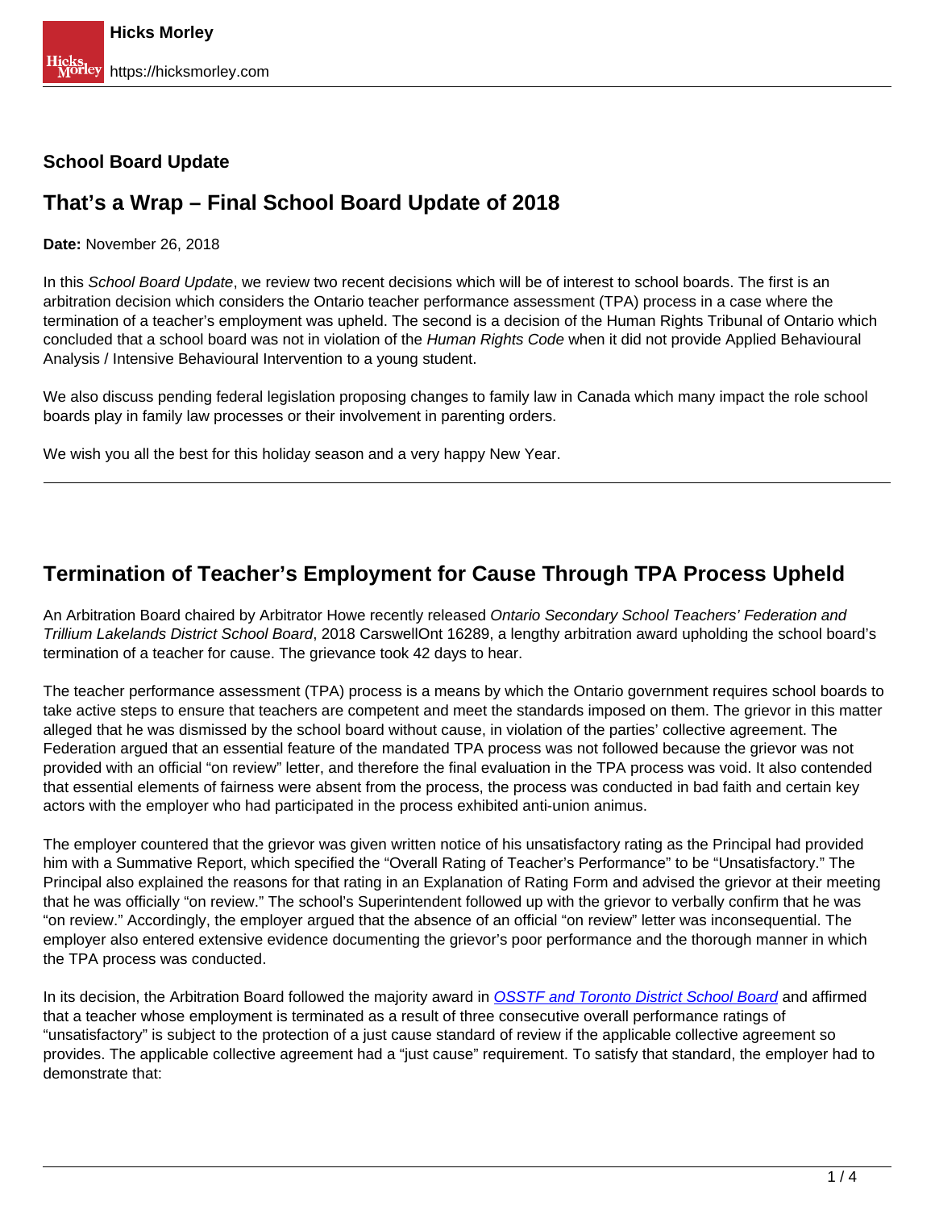**School Board Update**

# That's a Wrap – Final School Board Update of 2018

**Date:** November 26, 2018

In this *School Board Update*, we review two recent decisions which will be of interest to school boards. The first is an arbitration decision which considers the Ontario teacher performance assessment (TPA) process in a case where the termination of a teacher's employment was upheld. The second is a decision of the Human Rights Tribunal of Ontario which concluded that a school board was not in violation of the *Human Rights Code* when it did not provide Applied Behavioural Analysis / Intensive Behavioural Intervention to a young student.

We also discuss pending federal legislation proposing changes to family law in Canada which many impact the role school boards play in family law processes or their involvement in parenting orders.

We wish you all the best for this holiday season and a very happy New Year.

---

## Termination of Teacher's Employment for Cause Through TPA Process Upheld

An Arbitration Board chaired by Arbitrator Howe recently released *Ontario Secondary School Teachers' Federation and Trillium Lakelands District School Board*, 2018 CarswellOnt 16289, a lengthy arbitration award upholding the school board's termination of a teacher for cause. The grievance took 42 days to hear.

The teacher performance assessment (TPA) process is a means by which the Ontario government requires school boards to take active steps to ensure that teachers are competent and meet the standards imposed on them. The grievor in this matter alleged that he was dismissed by the school board without cause, in violation of the parties' collective agreement. The Federation argued that an essential feature of the mandated TPA process was not followed because the grievor was not provided with an official "on review" letter, and therefore the final evaluation in the TPA process was void. It also contended that essential elements of fairness were absent from the process, the process was conducted in bad faith and certain key actors with the employer who had participated in the process exhibited anti-union animus.

The employer countered that the grievor was given written notice of his unsatisfactory rating as the Principal had provided him with a Summative Report, which specified the "Overall Rating of Teacher's Performance" to be "Unsatisfactory." The Principal also explained the reasons for that rating in an Explanation of Rating Form and advised the grievor at their meeting that he was officially "on review." The school's Superintendent followed up with the grievor to verbally confirm that he was "on review." Accordingly, the employer argued that the absence of an official "on review" letter was inconsequential. The employer also entered extensive evidence documenting the grievor's poor performance and the thorough manner in which the TPA process was conducted.

In its decision, the Arbitration Board followed the majority award in *OSSTF and Toronto District School Board* and affirmed that a teacher whose employment is terminated as a result of three consecutive overall performance ratings of "unsatisfactory" is subject to the protection of a just cause standard of review if the applicable collective agreement so provides. The applicable collective agreement had a "just cause" requirement. To satisfy that standard, the employer had to demonstrate that: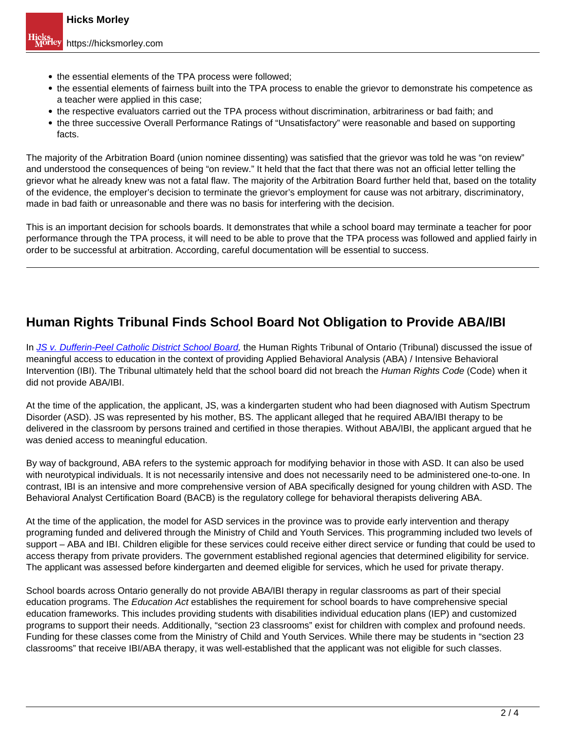- the essential elements of the TPA process were followed;
- the essential elements of fairness built into the TPA process to enable the grievor to demonstrate his competence as a teacher were applied in this case;
- the respective evaluators carried out the TPA process without discrimination, arbitrariness or bad faith; and
- the three successive Overall Performance Ratings of "Unsatisfactory" were reasonable and based on supporting facts.

The majority of the Arbitration Board (union nominee dissenting) was satisfied that the grievor was told he was "on review" and understood the consequences of being "on review." It held that the fact that there was not an official letter telling the grievor what he already knew was not a fatal flaw. The majority of the Arbitration Board further held that, based on the totality of the evidence, the employer's decision to terminate the grievor's employment for cause was not arbitrary, discriminatory, made in bad faith or unreasonable and there was no basis for interfering with the decision.

This is an important decision for schools boards. It demonstrates that while a school board may terminate a teacher for poor performance through the TPA process, it will need to be able to prove that the TPA process was followed and applied fairly in order to be successful at arbitration. According, careful documentation will be essential to success.

---

## Human Rights Tribunal Finds School Board Not Obligation to Provide ABA/IBI

In *JS v. Dufferin-Peel Catholic District School Board,* the Human Rights Tribunal of Ontario (Tribunal) discussed the issue of meaningful access to education in the context of providing Applied Behavioral Analysis (ABA) / Intensive Behavioral Intervention (IBI). The Tribunal ultimately held that the school board did not breach the *Human Rights Code* (Code) when it did not provide ABA/IBI.

At the time of the application, the applicant, JS, was a kindergarten student who had been diagnosed with Autism Spectrum Disorder (ASD). JS was represented by his mother, BS. The applicant alleged that he required ABA/IBI therapy to be delivered in the classroom by persons trained and certified in those therapies. Without ABA/IBI, the applicant argued that he was denied access to meaningful education.

By way of background, ABA refers to the systemic approach for modifying behavior in those with ASD. It can also be used with neurotypical individuals. It is not necessarily intensive and does not necessarily need to be administered one-to-one. In contrast, IBI is an intensive and more comprehensive version of ABA specifically designed for young children with ASD. The Behavioral Analyst Certification Board (BACB) is the regulatory college for behavioral therapists delivering ABA.

At the time of the application, the model for ASD services in the province was to provide early intervention and therapy programing funded and delivered through the Ministry of Child and Youth Services. This programming included two levels of support – ABA and IBI. Children eligible for these services could receive either direct service or funding that could be used to access therapy from private providers. The government established regional agencies that determined eligibility for service. The applicant was assessed before kindergarten and deemed eligible for services, which he used for private therapy.

School boards across Ontario generally do not provide ABA/IBI therapy in regular classrooms as part of their special education programs. The *Education Act* establishes the requirement for school boards to have comprehensive special education frameworks. This includes providing students with disabilities individual education plans (IEP) and customized programs to support their needs. Additionally, "section 23 classrooms" exist for children with complex and profound needs. Funding for these classes come from the Ministry of Child and Youth Services. While there may be students in "section 23 classrooms" that receive IBI/ABA therapy, it was well-established that the applicant was not eligible for such classes.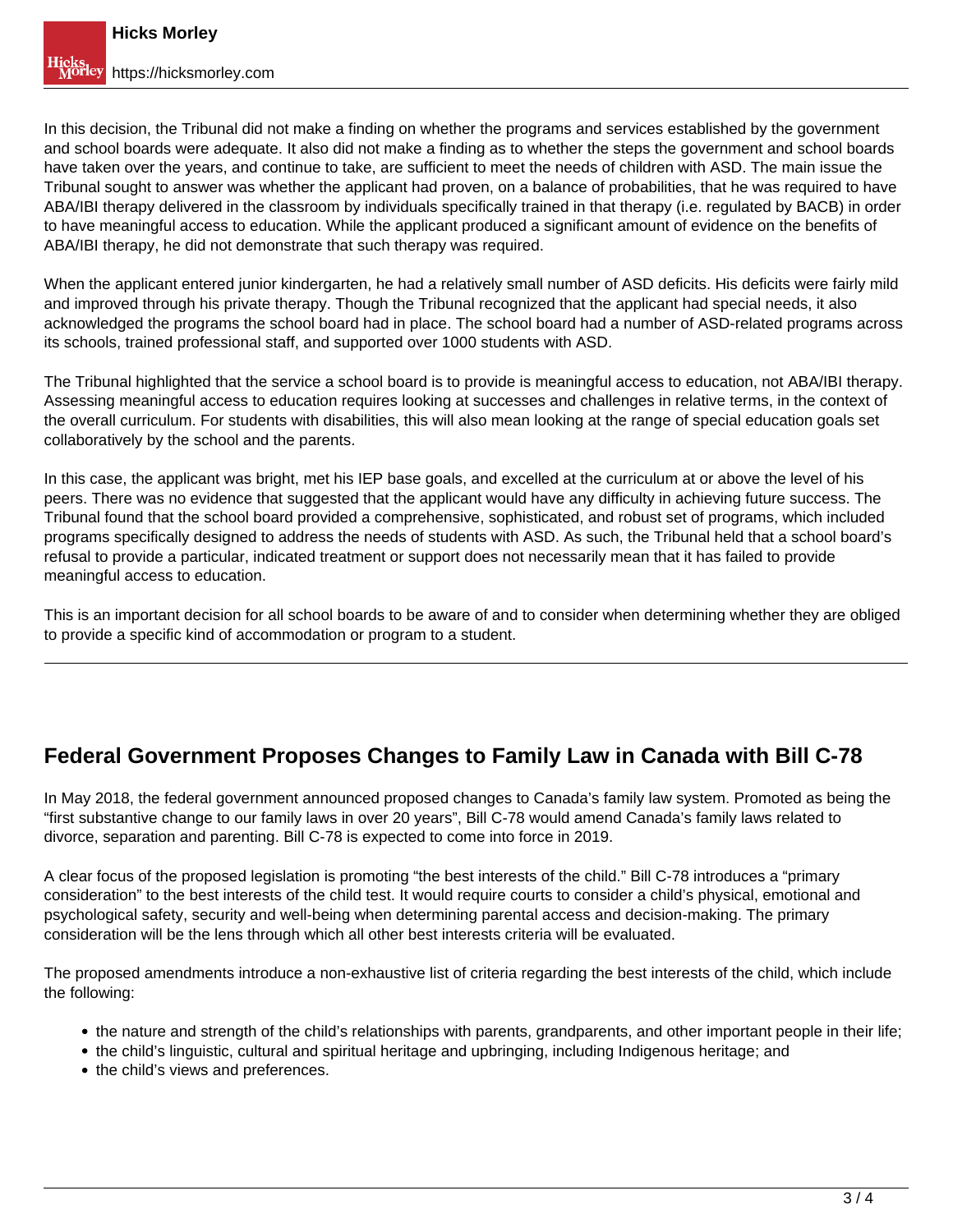In this decision, the Tribunal did not make a finding on whether the programs and services established by the government and school boards were adequate. It also did not make a finding as to whether the steps the government and school boards have taken over the years, and continue to take, are sufficient to meet the needs of children with ASD. The main issue the Tribunal sought to answer was whether the applicant had proven, on a balance of probabilities, that he was required to have ABA/IBI therapy delivered in the classroom by individuals specifically trained in that therapy (i.e. regulated by BACB) in order to have meaningful access to education. While the applicant produced a significant amount of evidence on the benefits of ABA/IBI therapy, he did not demonstrate that such therapy was required.

When the applicant entered junior kindergarten, he had a relatively small number of ASD deficits. His deficits were fairly mild and improved through his private therapy. Though the Tribunal recognized that the applicant had special needs, it also acknowledged the programs the school board had in place. The school board had a number of ASD-related programs across its schools, trained professional staff, and supported over 1000 students with ASD.

The Tribunal highlighted that the service a school board is to provide is meaningful access to education, not ABA/IBI therapy. Assessing meaningful access to education requires looking at successes and challenges in relative terms, in the context of the overall curriculum. For students with disabilities, this will also mean looking at the range of special education goals set collaboratively by the school and the parents.

In this case, the applicant was bright, met his IEP base goals, and excelled at the curriculum at or above the level of his peers. There was no evidence that suggested that the applicant would have any difficulty in achieving future success. The Tribunal found that the school board provided a comprehensive, sophisticated, and robust set of programs, which included programs specifically designed to address the needs of students with ASD. As such, the Tribunal held that a school board's refusal to provide a particular, indicated treatment or support does not necessarily mean that it has failed to provide meaningful access to education.

This is an important decision for all school boards to be aware of and to consider when determining whether they are obliged to provide a specific kind of accommodation or program to a student.

---

## Federal Government Proposes Changes to Family Law in Canada with Bill C-78

In May 2018, the federal government announced proposed changes to Canada's family law system. Promoted as being the "first substantive change to our family laws in over 20 years", Bill C-78 would amend Canada's family laws related to divorce, separation and parenting. Bill C-78 is expected to come into force in 2019.

A clear focus of the proposed legislation is promoting "the best interests of the child." Bill C-78 introduces a "primary consideration" to the best interests of the child test. It would require courts to consider a child's physical, emotional and psychological safety, security and well-being when determining parental access and decision-making. The primary consideration will be the lens through which all other best interests criteria will be evaluated.

The proposed amendments introduce a non-exhaustive list of criteria regarding the best interests of the child, which include the following:

- the nature and strength of the child's relationships with parents, grandparents, and other important people in their life;
- the child's linguistic, cultural and spiritual heritage and upbringing, including Indigenous heritage; and
- the child's views and preferences.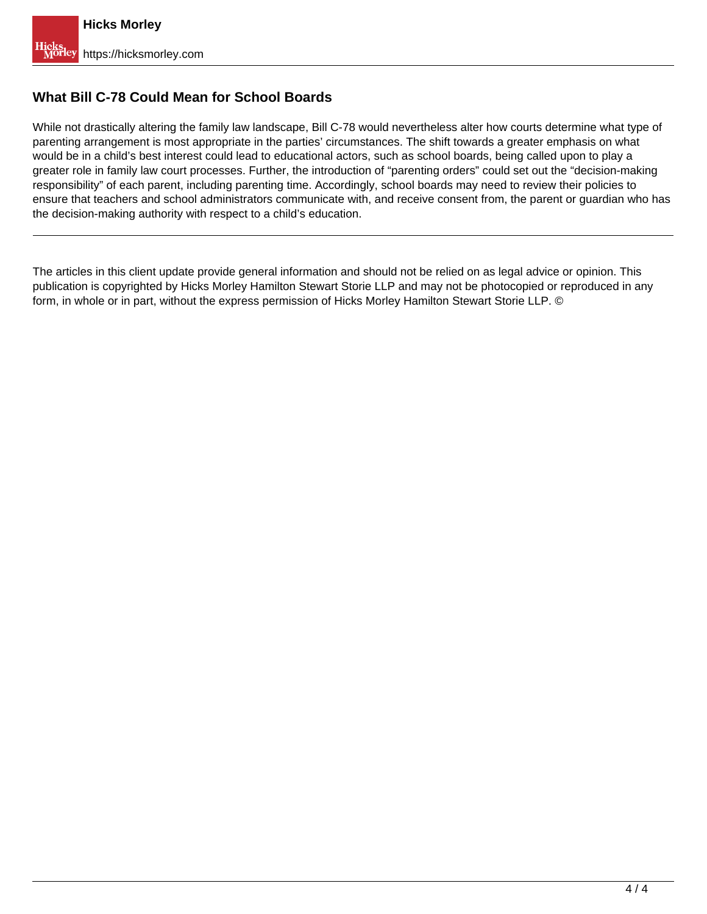## What Bill C-78 Could Mean for School Boards

While not drastically altering the family law landscape, Bill C-78 would nevertheless alter how courts determine what type of parenting arrangement is most appropriate in the parties' circumstances. The shift towards a greater emphasis on what would be in a child's best interest could lead to educational actors, such as school boards, being called upon to play a greater role in family law court processes. Further, the introduction of "parenting orders" could set out the "decision-making responsibility" of each parent, including parenting time. Accordingly, school boards may need to review their policies to ensure that teachers and school administrators communicate with, and receive consent from, the parent or guardian who has the decision-making authority with respect to a child's education.

---

The articles in this client update provide general information and should not be relied on as legal advice or opinion. This publication is copyrighted by Hicks Morley Hamilton Stewart Storie LLP and may not be photocopied or reproduced in any form, in whole or in part, without the express permission of Hicks Morley Hamilton Stewart Storie LLP. ©